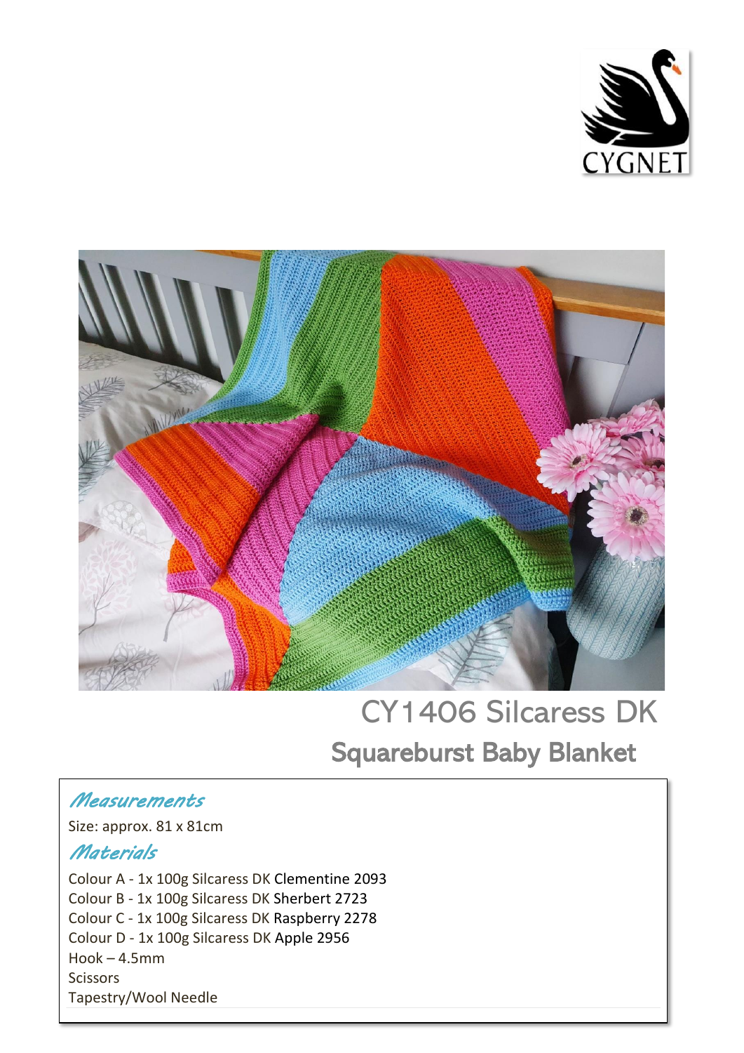# CY1406 Silcaress DK

## Squareburst Baby Blanket

### *Measurements*

Size: approx. 81 x 81cm

### *Materials*

Colour A - 1x 100g Silcaress DK Clementine 2093
Colour B - 1x 100g Silcaress DK Sherbert 2723
Colour C - 1x 100g Silcaress DK Raspberry 2278
Colour D - 1x 100g Silcaress DK Apple 2956
Hook – 4.5mm
Scissors
Tapestry/Wool Needle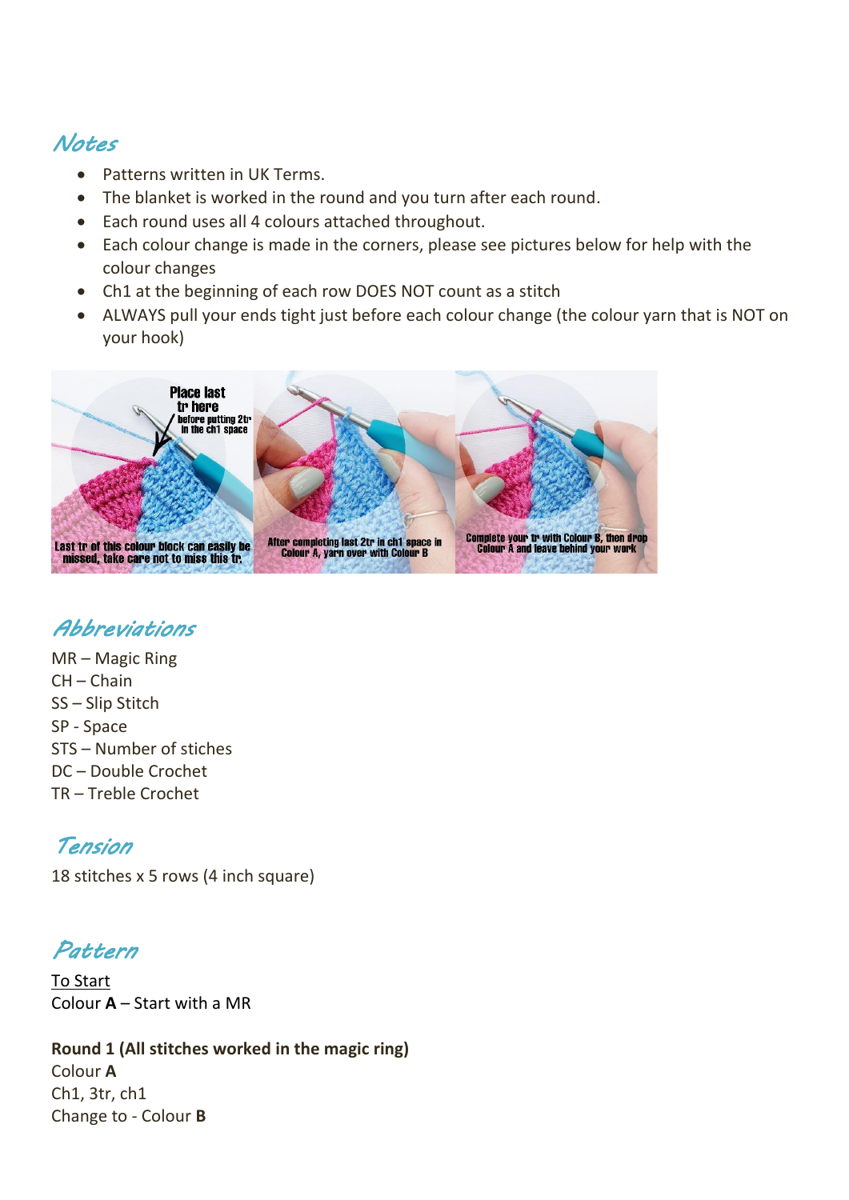## Notes

- Patterns written in UK Terms.
- The blanket is worked in the round and you turn after each round.
- Each round uses all 4 colours attached throughout.
- Each colour change is made in the corners, please see pictures below for help with the colour changes
- Ch1 at the beginning of each row DOES NOT count as a stitch
- ALWAYS pull your ends tight just before each colour change (the colour yarn that is NOT on your hook)

## Abbreviations

MR – Magic Ring
CH – Chain
SS – Slip Stitch
SP - Space
STS – Number of stiches
DC – Double Crochet
TR – Treble Crochet

## Tension

18 stitches x 5 rows (4 inch square)

## Pattern

To Start
Colour **A** – Start with a MR

**Round 1 (All stitches worked in the magic ring)**
Colour **A**
Ch1, 3tr, ch1
Change to - Colour **B**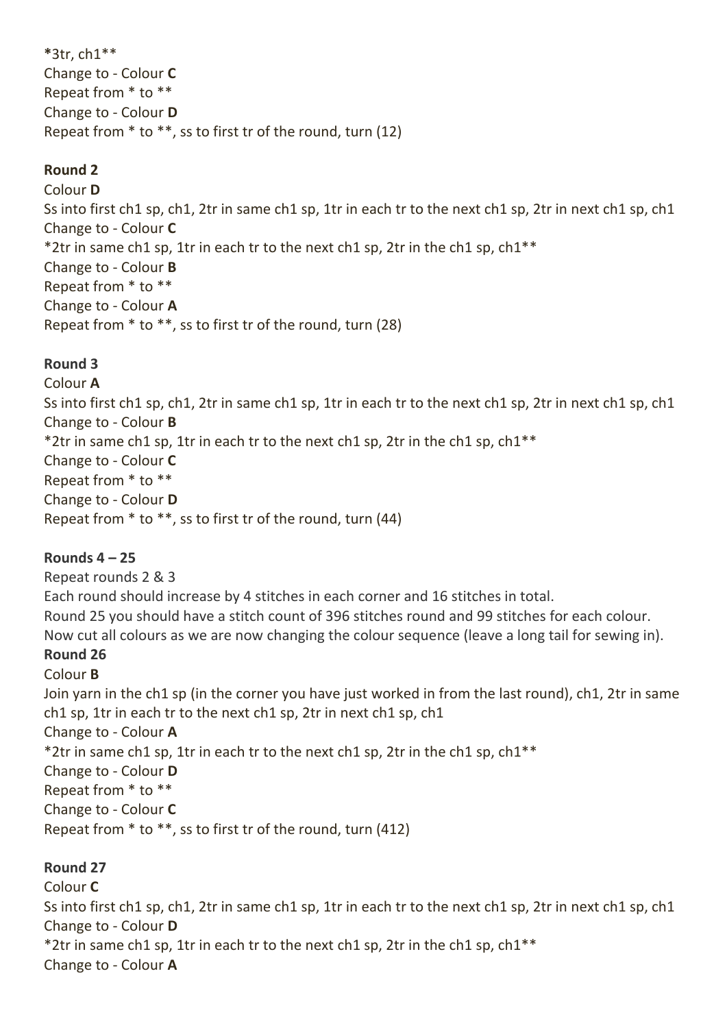**\***3tr, ch1**
Change to - Colour **C**
Repeat from * to **
Change to - Colour **D**
Repeat from * to **, ss to first tr of the round, turn (12)

**Round 2**
Colour **D**
Ss into first ch1 sp, ch1, 2tr in same ch1 sp, 1tr in each tr to the next ch1 sp, 2tr in next ch1 sp, ch1
Change to - Colour **C**
*2tr in same ch1 sp, 1tr in each tr to the next ch1 sp, 2tr in the ch1 sp, ch1**
Change to - Colour **B**
Repeat from * to **
Change to - Colour **A**
Repeat from * to **, ss to first tr of the round, turn (28)

**Round 3**
Colour **A**
Ss into first ch1 sp, ch1, 2tr in same ch1 sp, 1tr in each tr to the next ch1 sp, 2tr in next ch1 sp, ch1
Change to - Colour **B**
*2tr in same ch1 sp, 1tr in each tr to the next ch1 sp, 2tr in the ch1 sp, ch1**
Change to - Colour **C**
Repeat from * to **
Change to - Colour **D**
Repeat from * to **, ss to first tr of the round, turn (44)

**Rounds 4 – 25**
Repeat rounds 2 & 3
Each round should increase by 4 stitches in each corner and 16 stitches in total.
Round 25 you should have a stitch count of 396 stitches round and 99 stitches for each colour.
Now cut all colours as we are now changing the colour sequence (leave a long tail for sewing in).

**Round 26**
Colour **B**
Join yarn in the ch1 sp (in the corner you have just worked in from the last round), ch1, 2tr in same ch1 sp, 1tr in each tr to the next ch1 sp, 2tr in next ch1 sp, ch1
Change to - Colour **A**
*2tr in same ch1 sp, 1tr in each tr to the next ch1 sp, 2tr in the ch1 sp, ch1**
Change to - Colour **D**
Repeat from * to **
Change to - Colour **C**
Repeat from * to **, ss to first tr of the round, turn (412)

**Round 27**
Colour **C**
Ss into first ch1 sp, ch1, 2tr in same ch1 sp, 1tr in each tr to the next ch1 sp, 2tr in next ch1 sp, ch1
Change to - Colour **D**
*2tr in same ch1 sp, 1tr in each tr to the next ch1 sp, 2tr in the ch1 sp, ch1**
Change to - Colour **A**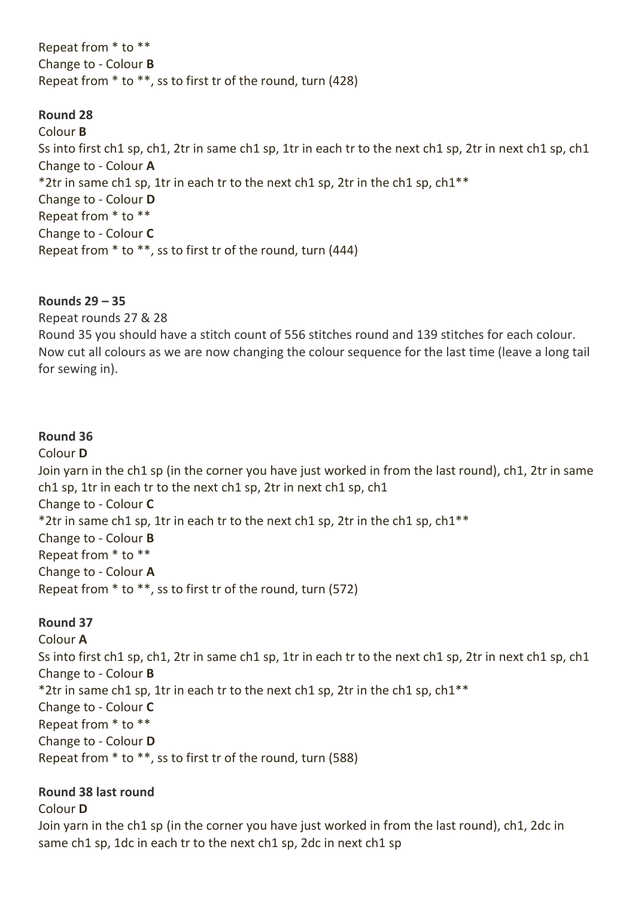Repeat from * to **
Change to - Colour **B**
Repeat from * to **, ss to first tr of the round, turn (428)

**Round 28**
Colour **B**
Ss into first ch1 sp, ch1, 2tr in same ch1 sp, 1tr in each tr to the next ch1 sp, 2tr in next ch1 sp, ch1
Change to - Colour **A**
*2tr in same ch1 sp, 1tr in each tr to the next ch1 sp, 2tr in the ch1 sp, ch1**
Change to - Colour **D**
Repeat from * to **
Change to - Colour **C**
Repeat from * to **, ss to first tr of the round, turn (444)

**Rounds 29 – 35**
Repeat rounds 27 & 28
Round 35 you should have a stitch count of 556 stitches round and 139 stitches for each colour.
Now cut all colours as we are now changing the colour sequence for the last time (leave a long tail for sewing in).

**Round 36**
Colour **D**
Join yarn in the ch1 sp (in the corner you have just worked in from the last round), ch1, 2tr in same ch1 sp, 1tr in each tr to the next ch1 sp, 2tr in next ch1 sp, ch1
Change to - Colour **C**
*2tr in same ch1 sp, 1tr in each tr to the next ch1 sp, 2tr in the ch1 sp, ch1**
Change to - Colour **B**
Repeat from * to **
Change to - Colour **A**
Repeat from * to **, ss to first tr of the round, turn (572)

**Round 37**
Colour **A**
Ss into first ch1 sp, ch1, 2tr in same ch1 sp, 1tr in each tr to the next ch1 sp, 2tr in next ch1 sp, ch1
Change to - Colour **B**
*2tr in same ch1 sp, 1tr in each tr to the next ch1 sp, 2tr in the ch1 sp, ch1**
Change to - Colour **C**
Repeat from * to **
Change to - Colour **D**
Repeat from * to **, ss to first tr of the round, turn (588)

**Round 38 last round**
Colour **D**
Join yarn in the ch1 sp (in the corner you have just worked in from the last round), ch1, 2dc in same ch1 sp, 1dc in each tr to the next ch1 sp, 2dc in next ch1 sp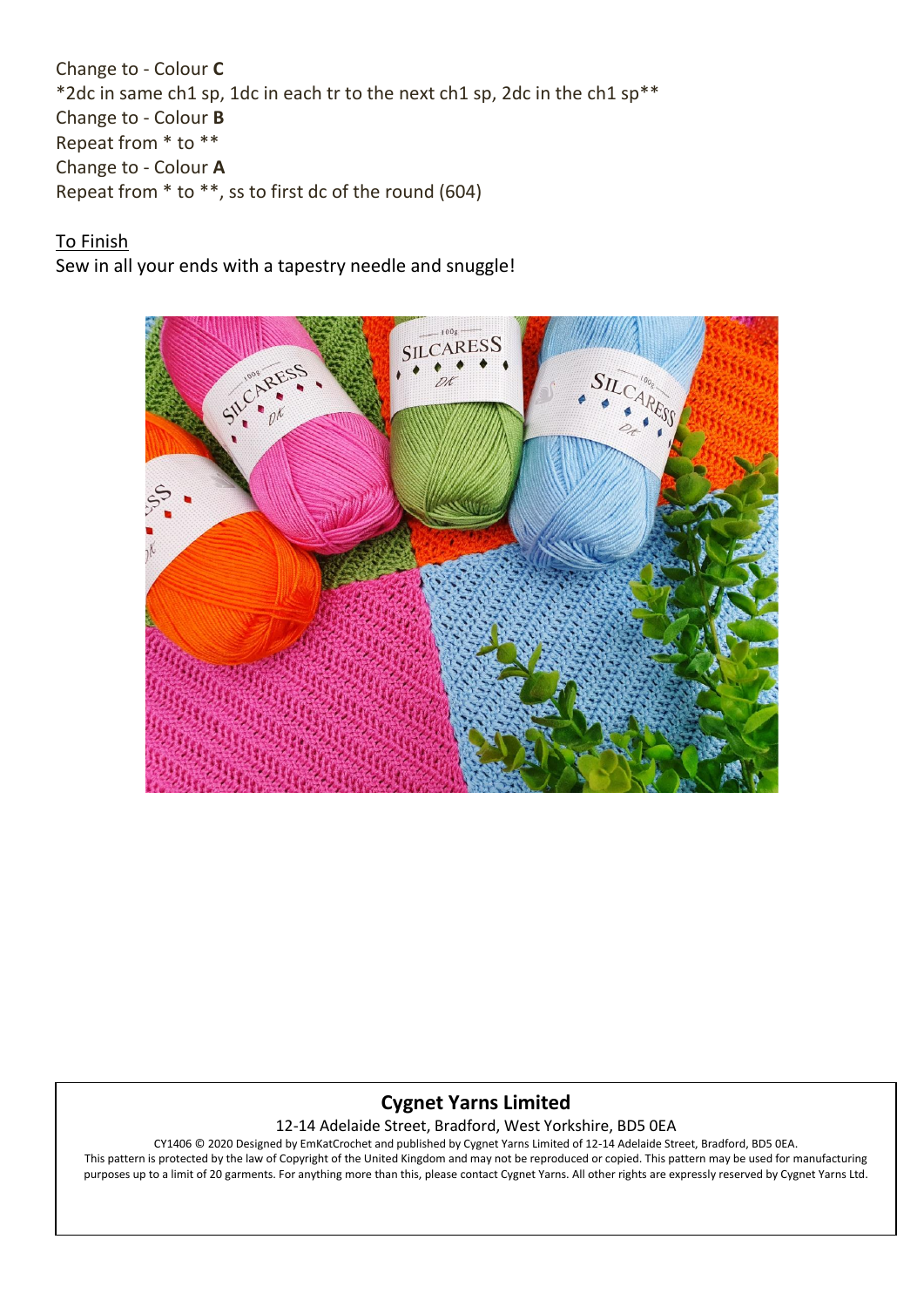Change to - Colour **C**
*2dc in same ch1 sp, 1dc in each tr to the next ch1 sp, 2dc in the ch1 sp**
Change to - Colour **B**
Repeat from * to **
Change to - Colour **A**
Repeat from * to **, ss to first dc of the round (604)

<u>To Finish</u>
Sew in all your ends with a tapestry needle and snuggle!

**Cygnet Yarns Limited**

12-14 Adelaide Street, Bradford, West Yorkshire, BD5 0EA

CY1406 © 2020 Designed by EmKatCrochet and published by Cygnet Yarns Limited of 12-14 Adelaide Street, Bradford, BD5 0EA.
This pattern is protected by the law of Copyright of the United Kingdom and may not be reproduced or copied. This pattern may be used for manufacturing purposes up to a limit of 20 garments. For anything more than this, please contact Cygnet Yarns. All other rights are expressly reserved by Cygnet Yarns Ltd.